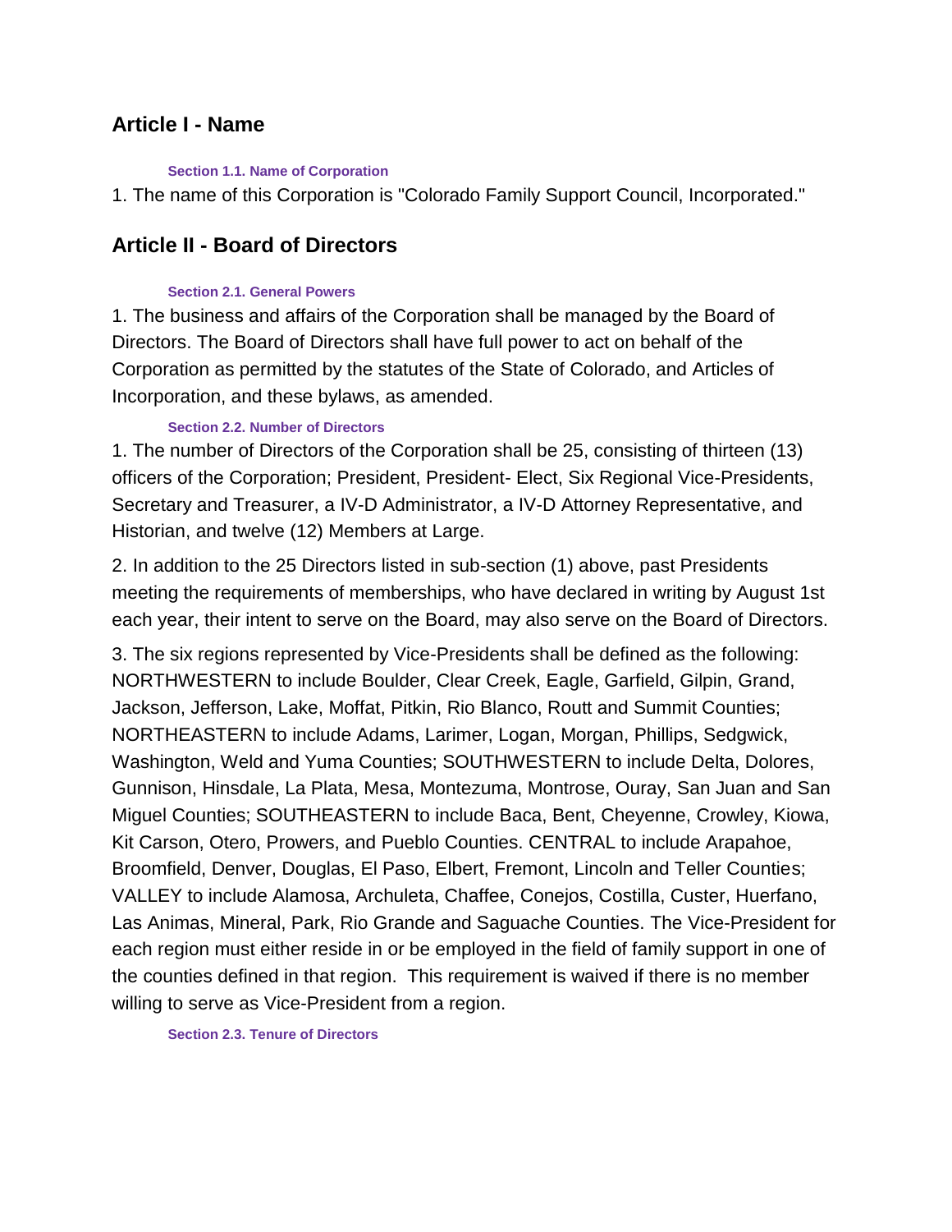## Article I - Name

#### Section 1.1. Name of Corporation

1. The name of this Corporation is "Colorado Family Support Council, Incorporated."

## Article II - Board of Directors

#### Section 2.1. General Powers

1. The business and affairs of the Corporation shall be managed by the Board of Directors. The Board of Directors shall have full power to act on behalf of the Corporation as permitted by the statutes of the State of Colorado, and Articles of Incorporation, and these bylaws, as amended.

#### Section 2.2. Number of Directors

1. The number of Directors of the Corporation shall be 25, consisting of thirteen (13) officers of the Corporation; President, President- Elect, Six Regional Vice-Presidents, Secretary and Treasurer, a IV-D Administrator, a IV-D Attorney Representative, and Historian, and twelve (12) Members at Large.

2. In addition to the 25 Directors listed in sub-section (1) above, past Presidents meeting the requirements of memberships, who have declared in writing by August 1st each year, their intent to serve on the Board, may also serve on the Board of Directors.

3. The six regions represented by Vice-Presidents shall be defined as the following: NORTHWESTERN to include Boulder, Clear Creek, Eagle, Garfield, Gilpin, Grand, Jackson, Jefferson, Lake, Moffat, Pitkin, Rio Blanco, Routt and Summit Counties; NORTHEASTERN to include Adams, Larimer, Logan, Morgan, Phillips, Sedgwick, Washington, Weld and Yuma Counties; SOUTHWESTERN to include Delta, Dolores, Gunnison, Hinsdale, La Plata, Mesa, Montezuma, Montrose, Ouray, San Juan and San Miguel Counties; SOUTHEASTERN to include Baca, Bent, Cheyenne, Crowley, Kiowa, Kit Carson, Otero, Prowers, and Pueblo Counties. CENTRAL to include Arapahoe, Broomfield, Denver, Douglas, El Paso, Elbert, Fremont, Lincoln and Teller Counties; VALLEY to include Alamosa, Archuleta, Chaffee, Conejos, Costilla, Custer, Huerfano, Las Animas, Mineral, Park, Rio Grande and Saguache Counties. The Vice-President for each region must either reside in or be employed in the field of family support in one of the counties defined in that region. This requirement is waived if there is no member willing to serve as Vice-President from a region.

#### Section 2.3. Tenure of Directors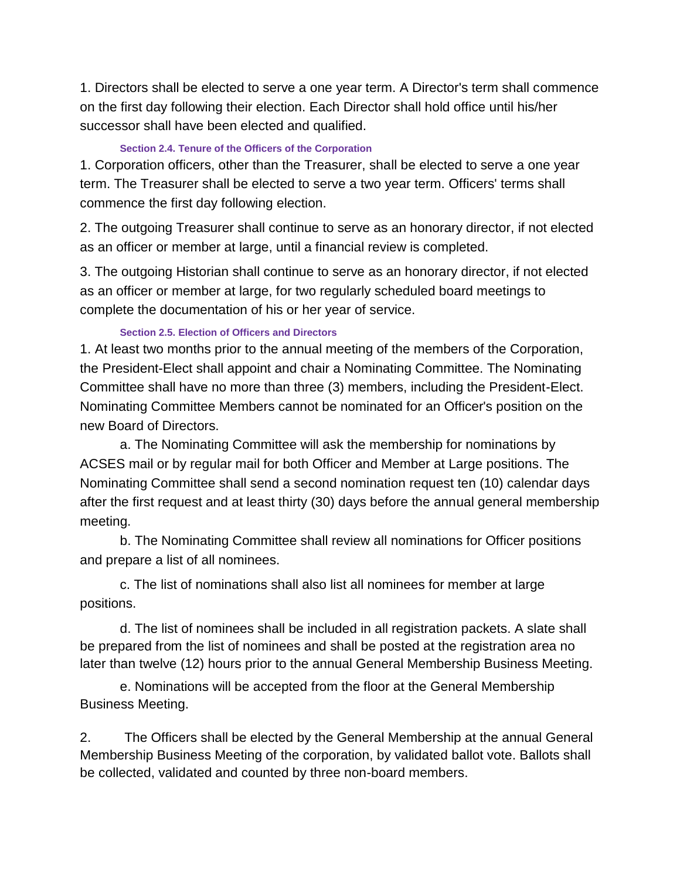1. Directors shall be elected to serve a one year term. A Director's term shall commence on the first day following their election. Each Director shall hold office until his/her successor shall have been elected and qualified.

### Section 2.4. Tenure of the Officers of the Corporation

1. Corporation officers, other than the Treasurer, shall be elected to serve a one year term. The Treasurer shall be elected to serve a two year term. Officers' terms shall commence the first day following election.

2. The outgoing Treasurer shall continue to serve as an honorary director, if not elected as an officer or member at large, until a financial review is completed.

3. The outgoing Historian shall continue to serve as an honorary director, if not elected as an officer or member at large, for two regularly scheduled board meetings to complete the documentation of his or her year of service.

### Section 2.5. Election of Officers and Directors

1. At least two months prior to the annual meeting of the members of the Corporation, the President-Elect shall appoint and chair a Nominating Committee. The Nominating Committee shall have no more than three (3) members, including the President-Elect. Nominating Committee Members cannot be nominated for an Officer's position on the new Board of Directors.

    a. The Nominating Committee will ask the membership for nominations by ACSES mail or by regular mail for both Officer and Member at Large positions. The Nominating Committee shall send a second nomination request ten (10) calendar days after the first request and at least thirty (30) days before the annual general membership meeting.

    b. The Nominating Committee shall review all nominations for Officer positions and prepare a list of all nominees.

    c. The list of nominations shall also list all nominees for member at large positions.

    d. The list of nominees shall be included in all registration packets. A slate shall be prepared from the list of nominees and shall be posted at the registration area no later than twelve (12) hours prior to the annual General Membership Business Meeting.

    e. Nominations will be accepted from the floor at the General Membership Business Meeting.

2. The Officers shall be elected by the General Membership at the annual General Membership Business Meeting of the corporation, by validated ballot vote. Ballots shall be collected, validated and counted by three non-board members.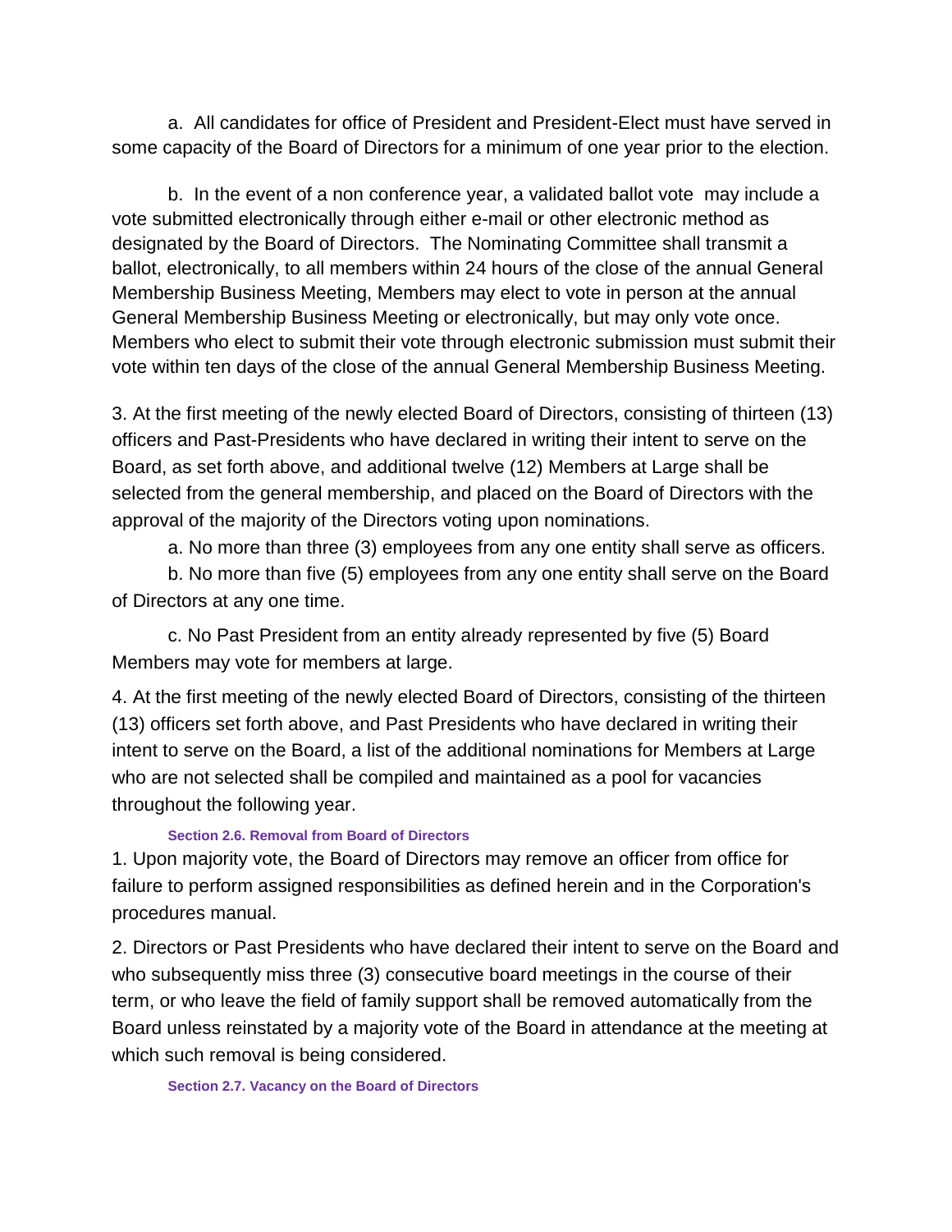a. All candidates for office of President and President-Elect must have served in some capacity of the Board of Directors for a minimum of one year prior to the election.

b. In the event of a non conference year, a validated ballot vote may include a vote submitted electronically through either e-mail or other electronic method as designated by the Board of Directors. The Nominating Committee shall transmit a ballot, electronically, to all members within 24 hours of the close of the annual General Membership Business Meeting, Members may elect to vote in person at the annual General Membership Business Meeting or electronically, but may only vote once. Members who elect to submit their vote through electronic submission must submit their vote within ten days of the close of the annual General Membership Business Meeting.

3. At the first meeting of the newly elected Board of Directors, consisting of thirteen (13) officers and Past-Presidents who have declared in writing their intent to serve on the Board, as set forth above, and additional twelve (12) Members at Large shall be selected from the general membership, and placed on the Board of Directors with the approval of the majority of the Directors voting upon nominations.

a. No more than three (3) employees from any one entity shall serve as officers.

b. No more than five (5) employees from any one entity shall serve on the Board of Directors at any one time.

c. No Past President from an entity already represented by five (5) Board Members may vote for members at large.

4. At the first meeting of the newly elected Board of Directors, consisting of the thirteen (13) officers set forth above, and Past Presidents who have declared in writing their intent to serve on the Board, a list of the additional nominations for Members at Large who are not selected shall be compiled and maintained as a pool for vacancies throughout the following year.

### Section 2.6. Removal from Board of Directors

1. Upon majority vote, the Board of Directors may remove an officer from office for failure to perform assigned responsibilities as defined herein and in the Corporation's procedures manual.

2. Directors or Past Presidents who have declared their intent to serve on the Board and who subsequently miss three (3) consecutive board meetings in the course of their term, or who leave the field of family support shall be removed automatically from the Board unless reinstated by a majority vote of the Board in attendance at the meeting at which such removal is being considered.

### Section 2.7. Vacancy on the Board of Directors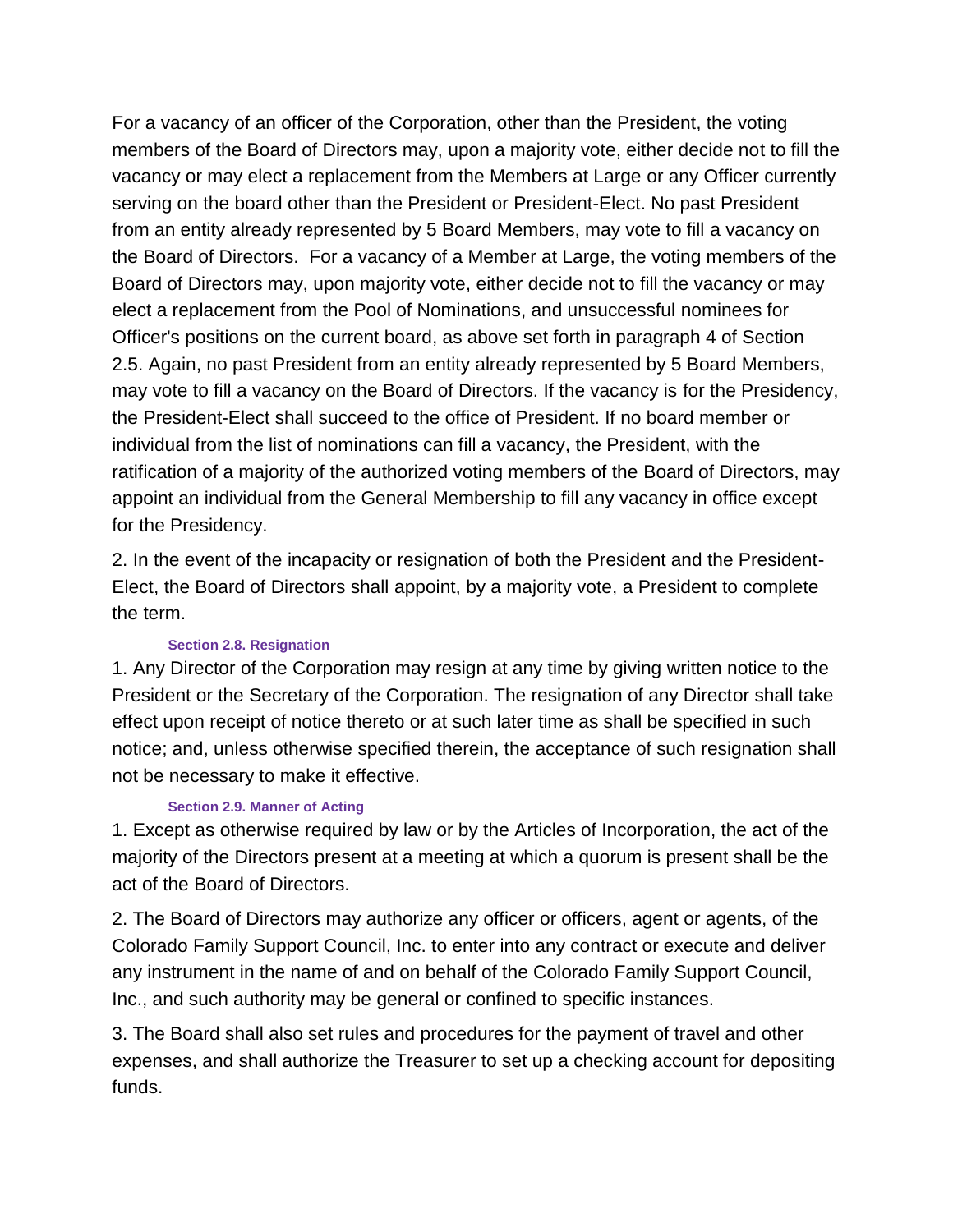For a vacancy of an officer of the Corporation, other than the President, the voting members of the Board of Directors may, upon a majority vote, either decide not to fill the vacancy or may elect a replacement from the Members at Large or any Officer currently serving on the board other than the President or President-Elect. No past President from an entity already represented by 5 Board Members, may vote to fill a vacancy on the Board of Directors. For a vacancy of a Member at Large, the voting members of the Board of Directors may, upon majority vote, either decide not to fill the vacancy or may elect a replacement from the Pool of Nominations, and unsuccessful nominees for Officer's positions on the current board, as above set forth in paragraph 4 of Section 2.5. Again, no past President from an entity already represented by 5 Board Members, may vote to fill a vacancy on the Board of Directors. If the vacancy is for the Presidency, the President-Elect shall succeed to the office of President. If no board member or individual from the list of nominations can fill a vacancy, the President, with the ratification of a majority of the authorized voting members of the Board of Directors, may appoint an individual from the General Membership to fill any vacancy in office except for the Presidency.

2. In the event of the incapacity or resignation of both the President and the President-Elect, the Board of Directors shall appoint, by a majority vote, a President to complete the term.

#### Section 2.8. Resignation

1. Any Director of the Corporation may resign at any time by giving written notice to the President or the Secretary of the Corporation. The resignation of any Director shall take effect upon receipt of notice thereto or at such later time as shall be specified in such notice; and, unless otherwise specified therein, the acceptance of such resignation shall not be necessary to make it effective.

#### Section 2.9. Manner of Acting

1. Except as otherwise required by law or by the Articles of Incorporation, the act of the majority of the Directors present at a meeting at which a quorum is present shall be the act of the Board of Directors.

2. The Board of Directors may authorize any officer or officers, agent or agents, of the Colorado Family Support Council, Inc. to enter into any contract or execute and deliver any instrument in the name of and on behalf of the Colorado Family Support Council, Inc., and such authority may be general or confined to specific instances.

3. The Board shall also set rules and procedures for the payment of travel and other expenses, and shall authorize the Treasurer to set up a checking account for depositing funds.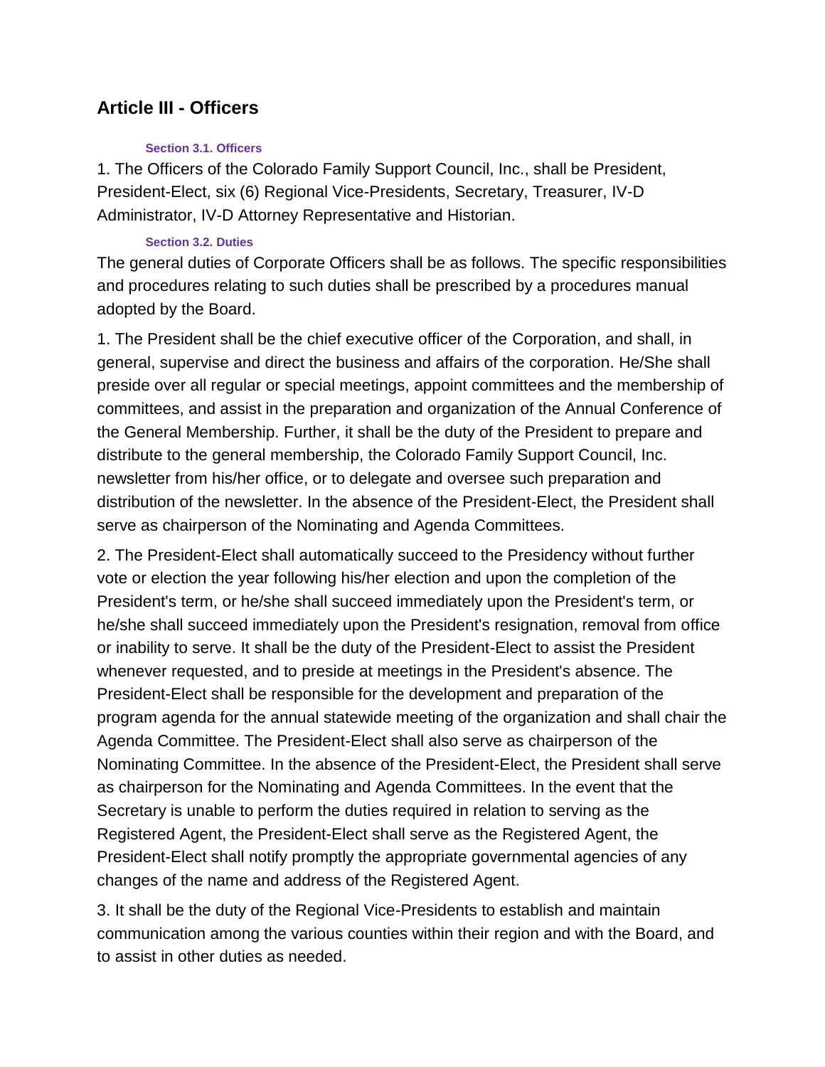## Article III - Officers

#### Section 3.1. Officers

1. The Officers of the Colorado Family Support Council, Inc., shall be President, President-Elect, six (6) Regional Vice-Presidents, Secretary, Treasurer, IV-D Administrator, IV-D Attorney Representative and Historian.

#### Section 3.2. Duties

The general duties of Corporate Officers shall be as follows. The specific responsibilities and procedures relating to such duties shall be prescribed by a procedures manual adopted by the Board.

1. The President shall be the chief executive officer of the Corporation, and shall, in general, supervise and direct the business and affairs of the corporation. He/She shall preside over all regular or special meetings, appoint committees and the membership of committees, and assist in the preparation and organization of the Annual Conference of the General Membership. Further, it shall be the duty of the President to prepare and distribute to the general membership, the Colorado Family Support Council, Inc. newsletter from his/her office, or to delegate and oversee such preparation and distribution of the newsletter. In the absence of the President-Elect, the President shall serve as chairperson of the Nominating and Agenda Committees.

2. The President-Elect shall automatically succeed to the Presidency without further vote or election the year following his/her election and upon the completion of the President's term, or he/she shall succeed immediately upon the President's term, or he/she shall succeed immediately upon the President's resignation, removal from office or inability to serve. It shall be the duty of the President-Elect to assist the President whenever requested, and to preside at meetings in the President's absence. The President-Elect shall be responsible for the development and preparation of the program agenda for the annual statewide meeting of the organization and shall chair the Agenda Committee. The President-Elect shall also serve as chairperson of the Nominating Committee. In the absence of the President-Elect, the President shall serve as chairperson for the Nominating and Agenda Committees. In the event that the Secretary is unable to perform the duties required in relation to serving as the Registered Agent, the President-Elect shall serve as the Registered Agent, the President-Elect shall notify promptly the appropriate governmental agencies of any changes of the name and address of the Registered Agent.

3. It shall be the duty of the Regional Vice-Presidents to establish and maintain communication among the various counties within their region and with the Board, and to assist in other duties as needed.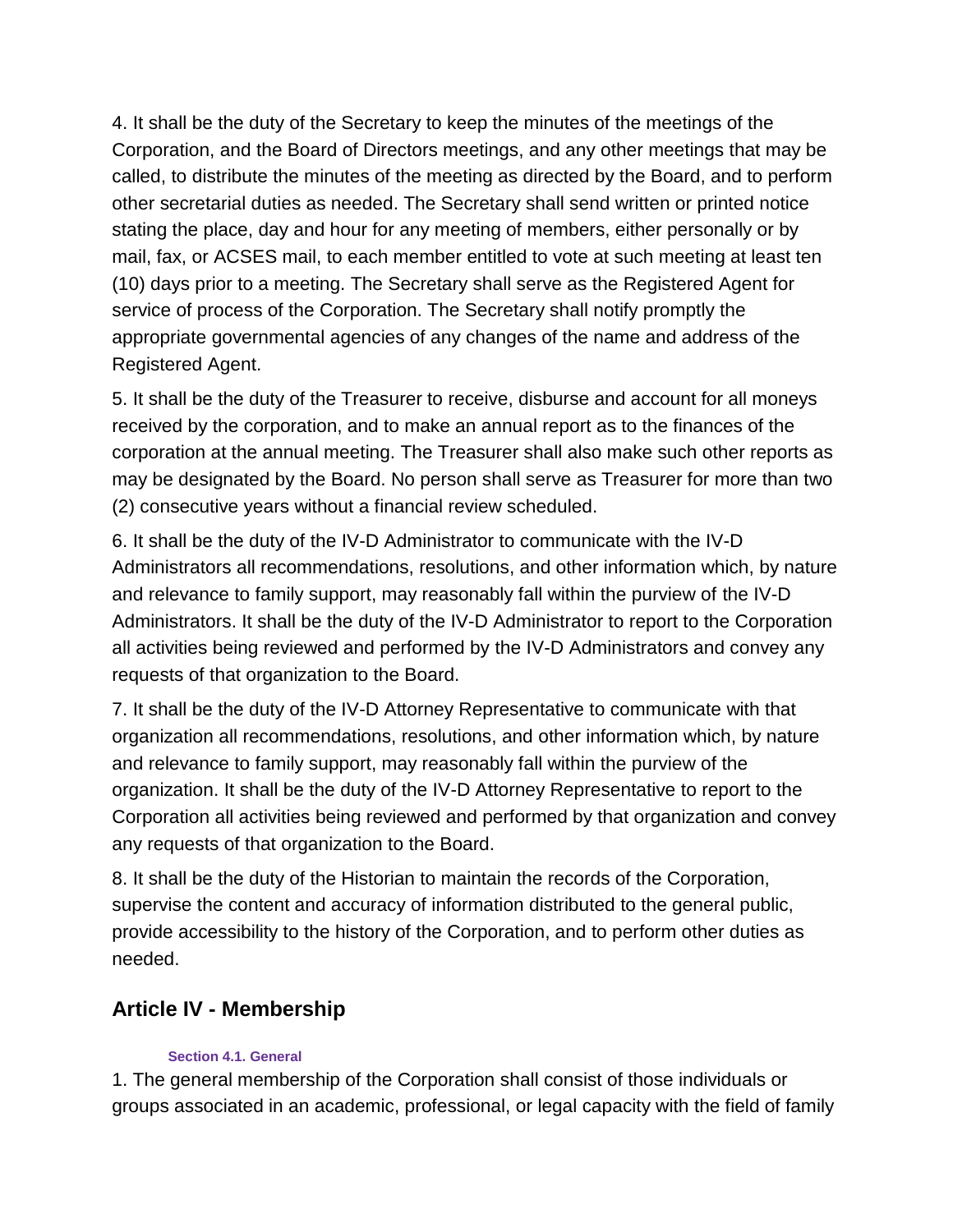4. It shall be the duty of the Secretary to keep the minutes of the meetings of the Corporation, and the Board of Directors meetings, and any other meetings that may be called, to distribute the minutes of the meeting as directed by the Board, and to perform other secretarial duties as needed. The Secretary shall send written or printed notice stating the place, day and hour for any meeting of members, either personally or by mail, fax, or ACSES mail, to each member entitled to vote at such meeting at least ten (10) days prior to a meeting. The Secretary shall serve as the Registered Agent for service of process of the Corporation. The Secretary shall notify promptly the appropriate governmental agencies of any changes of the name and address of the Registered Agent.

5. It shall be the duty of the Treasurer to receive, disburse and account for all moneys received by the corporation, and to make an annual report as to the finances of the corporation at the annual meeting. The Treasurer shall also make such other reports as may be designated by the Board. No person shall serve as Treasurer for more than two (2) consecutive years without a financial review scheduled.

6. It shall be the duty of the IV-D Administrator to communicate with the IV-D Administrators all recommendations, resolutions, and other information which, by nature and relevance to family support, may reasonably fall within the purview of the IV-D Administrators. It shall be the duty of the IV-D Administrator to report to the Corporation all activities being reviewed and performed by the IV-D Administrators and convey any requests of that organization to the Board.

7. It shall be the duty of the IV-D Attorney Representative to communicate with that organization all recommendations, resolutions, and other information which, by nature and relevance to family support, may reasonably fall within the purview of the organization. It shall be the duty of the IV-D Attorney Representative to report to the Corporation all activities being reviewed and performed by that organization and convey any requests of that organization to the Board.

8. It shall be the duty of the Historian to maintain the records of the Corporation, supervise the content and accuracy of information distributed to the general public, provide accessibility to the history of the Corporation, and to perform other duties as needed.

## Article IV - Membership

#### Section 4.1. General

1. The general membership of the Corporation shall consist of those individuals or groups associated in an academic, professional, or legal capacity with the field of family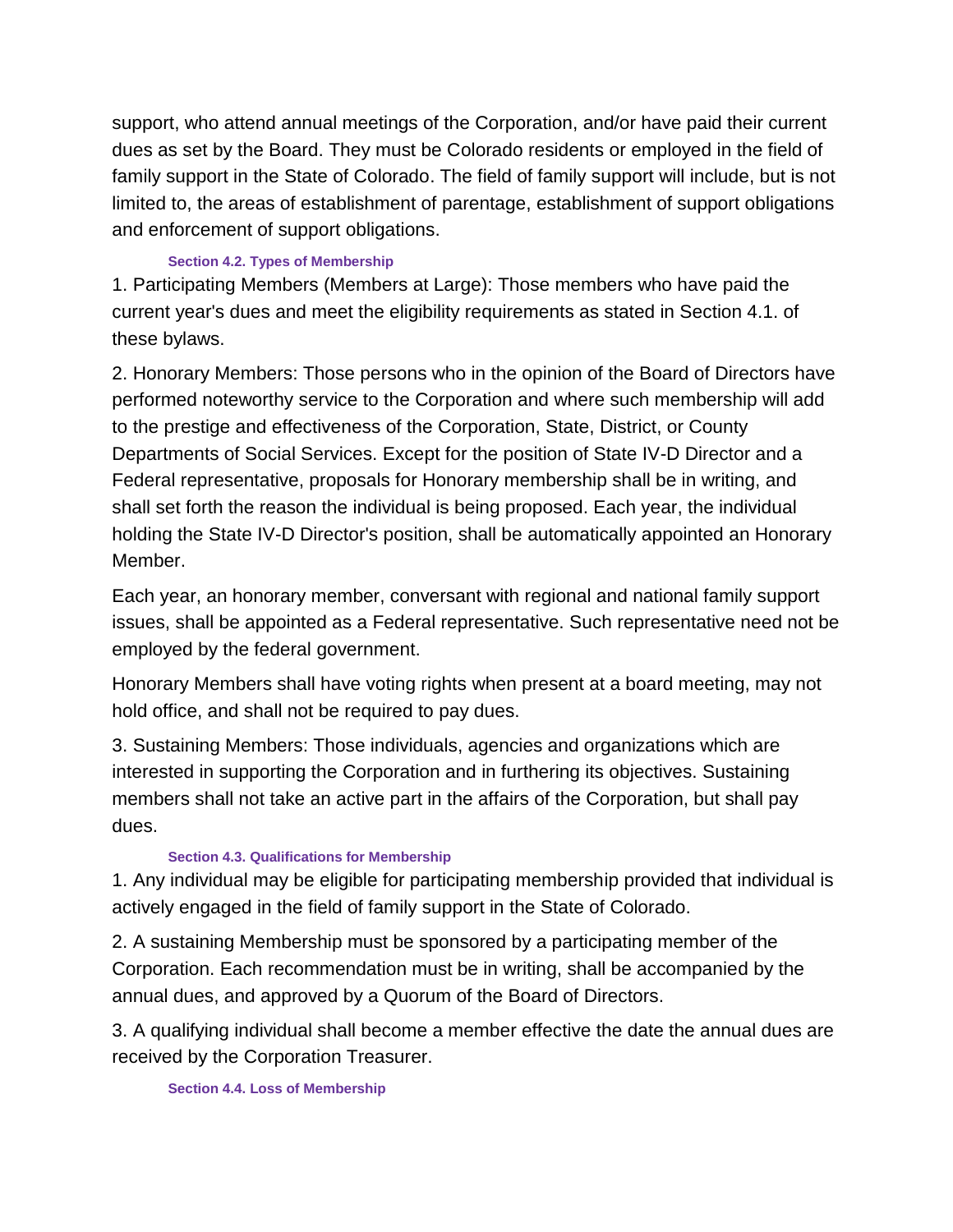support, who attend annual meetings of the Corporation, and/or have paid their current dues as set by the Board. They must be Colorado residents or employed in the field of family support in the State of Colorado. The field of family support will include, but is not limited to, the areas of establishment of parentage, establishment of support obligations and enforcement of support obligations.

#### Section 4.2. Types of Membership

1. Participating Members (Members at Large): Those members who have paid the current year's dues and meet the eligibility requirements as stated in Section 4.1. of these bylaws.

2. Honorary Members: Those persons who in the opinion of the Board of Directors have performed noteworthy service to the Corporation and where such membership will add to the prestige and effectiveness of the Corporation, State, District, or County Departments of Social Services. Except for the position of State IV-D Director and a Federal representative, proposals for Honorary membership shall be in writing, and shall set forth the reason the individual is being proposed. Each year, the individual holding the State IV-D Director's position, shall be automatically appointed an Honorary Member.

Each year, an honorary member, conversant with regional and national family support issues, shall be appointed as a Federal representative. Such representative need not be employed by the federal government.

Honorary Members shall have voting rights when present at a board meeting, may not hold office, and shall not be required to pay dues.

3. Sustaining Members: Those individuals, agencies and organizations which are interested in supporting the Corporation and in furthering its objectives. Sustaining members shall not take an active part in the affairs of the Corporation, but shall pay dues.

#### Section 4.3. Qualifications for Membership

1. Any individual may be eligible for participating membership provided that individual is actively engaged in the field of family support in the State of Colorado.

2. A sustaining Membership must be sponsored by a participating member of the Corporation. Each recommendation must be in writing, shall be accompanied by the annual dues, and approved by a Quorum of the Board of Directors.

3. A qualifying individual shall become a member effective the date the annual dues are received by the Corporation Treasurer.

#### Section 4.4. Loss of Membership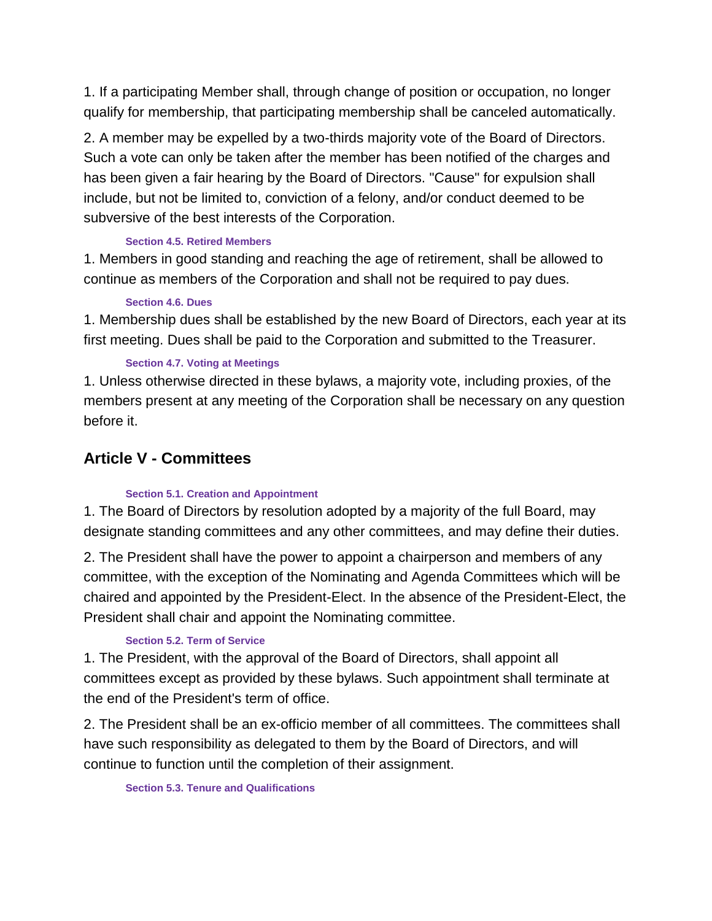1. If a participating Member shall, through change of position or occupation, no longer qualify for membership, that participating membership shall be canceled automatically.

2. A member may be expelled by a two-thirds majority vote of the Board of Directors. Such a vote can only be taken after the member has been notified of the charges and has been given a fair hearing by the Board of Directors. "Cause" for expulsion shall include, but not be limited to, conviction of a felony, and/or conduct deemed to be subversive of the best interests of the Corporation.

#### Section 4.5. Retired Members

1. Members in good standing and reaching the age of retirement, shall be allowed to continue as members of the Corporation and shall not be required to pay dues.

#### Section 4.6. Dues

1. Membership dues shall be established by the new Board of Directors, each year at its first meeting. Dues shall be paid to the Corporation and submitted to the Treasurer.

#### Section 4.7. Voting at Meetings

1. Unless otherwise directed in these bylaws, a majority vote, including proxies, of the members present at any meeting of the Corporation shall be necessary on any question before it.

## Article V - Committees

#### Section 5.1. Creation and Appointment

1. The Board of Directors by resolution adopted by a majority of the full Board, may designate standing committees and any other committees, and may define their duties.

2. The President shall have the power to appoint a chairperson and members of any committee, with the exception of the Nominating and Agenda Committees which will be chaired and appointed by the President-Elect. In the absence of the President-Elect, the President shall chair and appoint the Nominating committee.

#### Section 5.2. Term of Service

1. The President, with the approval of the Board of Directors, shall appoint all committees except as provided by these bylaws. Such appointment shall terminate at the end of the President's term of office.

2. The President shall be an ex-officio member of all committees. The committees shall have such responsibility as delegated to them by the Board of Directors, and will continue to function until the completion of their assignment.

#### Section 5.3. Tenure and Qualifications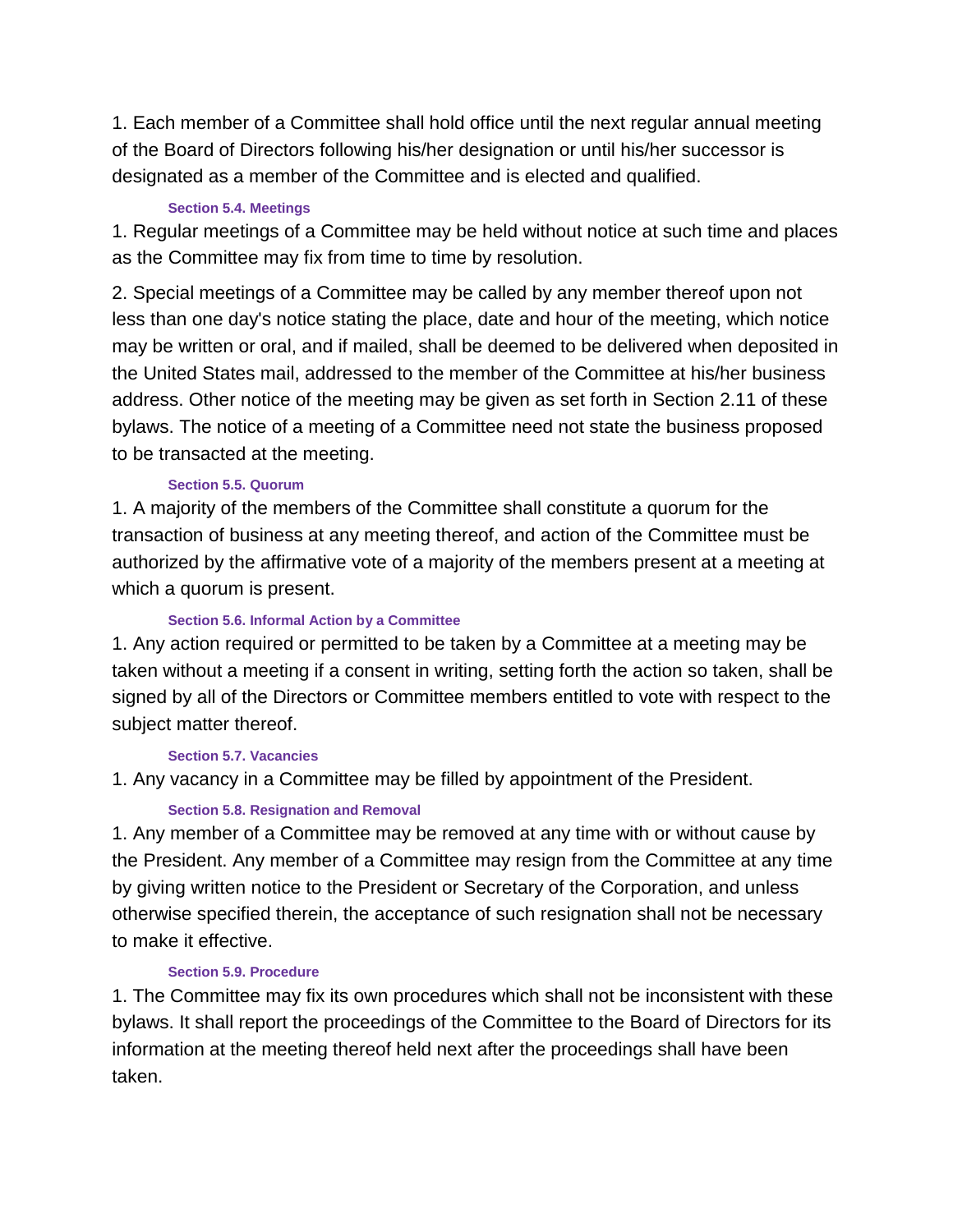1. Each member of a Committee shall hold office until the next regular annual meeting of the Board of Directors following his/her designation or until his/her successor is designated as a member of the Committee and is elected and qualified.

### Section 5.4. Meetings

1. Regular meetings of a Committee may be held without notice at such time and places as the Committee may fix from time to time by resolution.

2. Special meetings of a Committee may be called by any member thereof upon not less than one day's notice stating the place, date and hour of the meeting, which notice may be written or oral, and if mailed, shall be deemed to be delivered when deposited in the United States mail, addressed to the member of the Committee at his/her business address. Other notice of the meeting may be given as set forth in Section 2.11 of these bylaws. The notice of a meeting of a Committee need not state the business proposed to be transacted at the meeting.

### Section 5.5. Quorum

1. A majority of the members of the Committee shall constitute a quorum for the transaction of business at any meeting thereof, and action of the Committee must be authorized by the affirmative vote of a majority of the members present at a meeting at which a quorum is present.

### Section 5.6. Informal Action by a Committee

1. Any action required or permitted to be taken by a Committee at a meeting may be taken without a meeting if a consent in writing, setting forth the action so taken, shall be signed by all of the Directors or Committee members entitled to vote with respect to the subject matter thereof.

### Section 5.7. Vacancies

1. Any vacancy in a Committee may be filled by appointment of the President.

### Section 5.8. Resignation and Removal

1. Any member of a Committee may be removed at any time with or without cause by the President. Any member of a Committee may resign from the Committee at any time by giving written notice to the President or Secretary of the Corporation, and unless otherwise specified therein, the acceptance of such resignation shall not be necessary to make it effective.

### Section 5.9. Procedure

1. The Committee may fix its own procedures which shall not be inconsistent with these bylaws. It shall report the proceedings of the Committee to the Board of Directors for its information at the meeting thereof held next after the proceedings shall have been taken.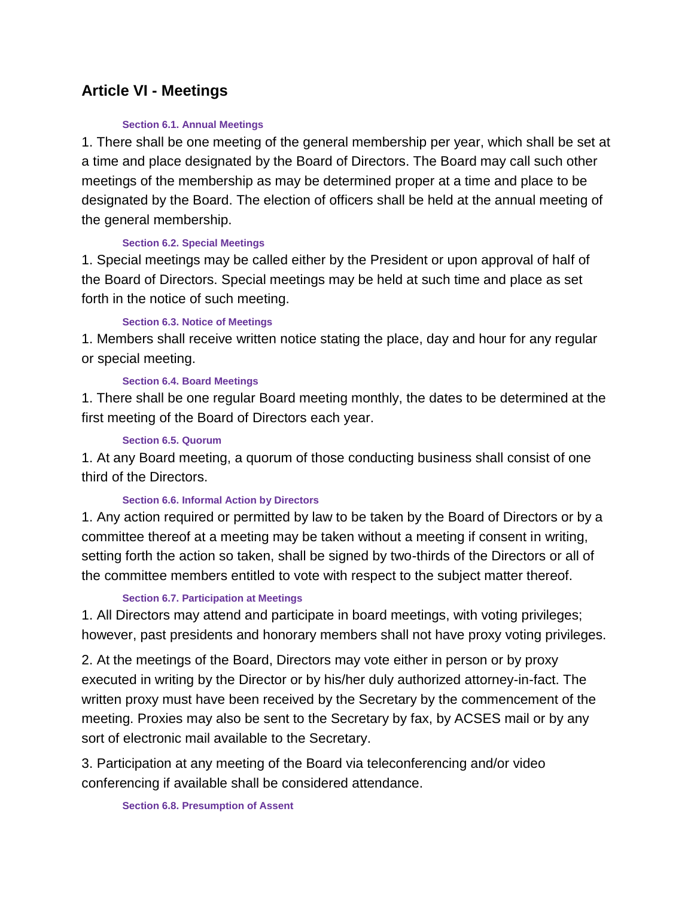## Article VI - Meetings

### Section 6.1. Annual Meetings

1. There shall be one meeting of the general membership per year, which shall be set at a time and place designated by the Board of Directors. The Board may call such other meetings of the membership as may be determined proper at a time and place to be designated by the Board. The election of officers shall be held at the annual meeting of the general membership.

### Section 6.2. Special Meetings

1. Special meetings may be called either by the President or upon approval of half of the Board of Directors. Special meetings may be held at such time and place as set forth in the notice of such meeting.

### Section 6.3. Notice of Meetings

1. Members shall receive written notice stating the place, day and hour for any regular or special meeting.

### Section 6.4. Board Meetings

1. There shall be one regular Board meeting monthly, the dates to be determined at the first meeting of the Board of Directors each year.

### Section 6.5. Quorum

1. At any Board meeting, a quorum of those conducting business shall consist of one third of the Directors.

### Section 6.6. Informal Action by Directors

1. Any action required or permitted by law to be taken by the Board of Directors or by a committee thereof at a meeting may be taken without a meeting if consent in writing, setting forth the action so taken, shall be signed by two-thirds of the Directors or all of the committee members entitled to vote with respect to the subject matter thereof.

### Section 6.7. Participation at Meetings

1. All Directors may attend and participate in board meetings, with voting privileges; however, past presidents and honorary members shall not have proxy voting privileges.

2. At the meetings of the Board, Directors may vote either in person or by proxy executed in writing by the Director or by his/her duly authorized attorney-in-fact. The written proxy must have been received by the Secretary by the commencement of the meeting. Proxies may also be sent to the Secretary by fax, by ACSES mail or by any sort of electronic mail available to the Secretary.

3. Participation at any meeting of the Board via teleconferencing and/or video conferencing if available shall be considered attendance.

### Section 6.8. Presumption of Assent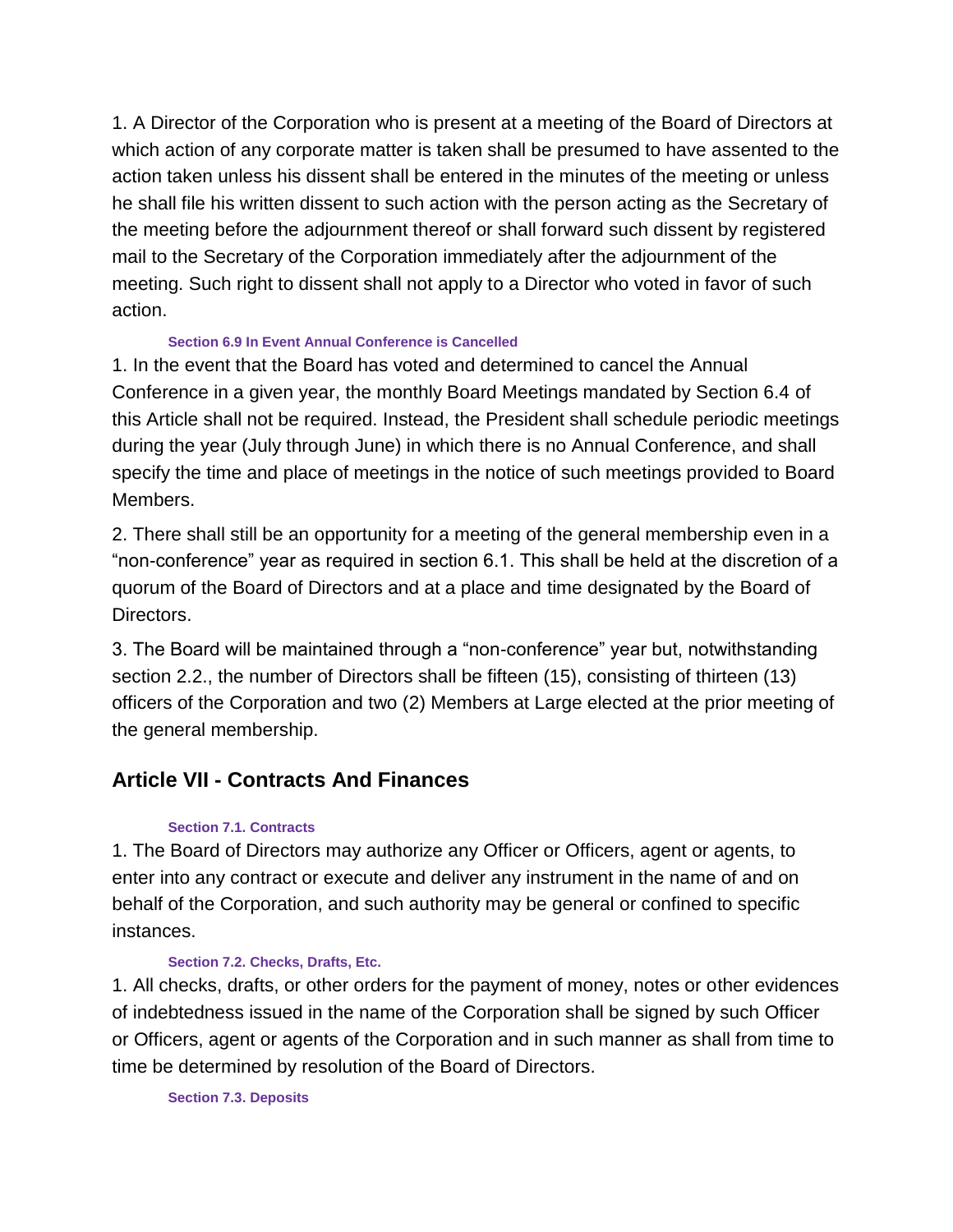1. A Director of the Corporation who is present at a meeting of the Board of Directors at which action of any corporate matter is taken shall be presumed to have assented to the action taken unless his dissent shall be entered in the minutes of the meeting or unless he shall file his written dissent to such action with the person acting as the Secretary of the meeting before the adjournment thereof or shall forward such dissent by registered mail to the Secretary of the Corporation immediately after the adjournment of the meeting. Such right to dissent shall not apply to a Director who voted in favor of such action.

#### Section 6.9 In Event Annual Conference is Cancelled

1. In the event that the Board has voted and determined to cancel the Annual Conference in a given year, the monthly Board Meetings mandated by Section 6.4 of this Article shall not be required. Instead, the President shall schedule periodic meetings during the year (July through June) in which there is no Annual Conference, and shall specify the time and place of meetings in the notice of such meetings provided to Board Members.

2. There shall still be an opportunity for a meeting of the general membership even in a "non-conference" year as required in section 6.1. This shall be held at the discretion of a quorum of the Board of Directors and at a place and time designated by the Board of Directors.

3. The Board will be maintained through a "non-conference" year but, notwithstanding section 2.2., the number of Directors shall be fifteen (15), consisting of thirteen (13) officers of the Corporation and two (2) Members at Large elected at the prior meeting of the general membership.

## Article VII - Contracts And Finances

#### Section 7.1. Contracts

1. The Board of Directors may authorize any Officer or Officers, agent or agents, to enter into any contract or execute and deliver any instrument in the name of and on behalf of the Corporation, and such authority may be general or confined to specific instances.

#### Section 7.2. Checks, Drafts, Etc.

1. All checks, drafts, or other orders for the payment of money, notes or other evidences of indebtedness issued in the name of the Corporation shall be signed by such Officer or Officers, agent or agents of the Corporation and in such manner as shall from time to time be determined by resolution of the Board of Directors.

#### Section 7.3. Deposits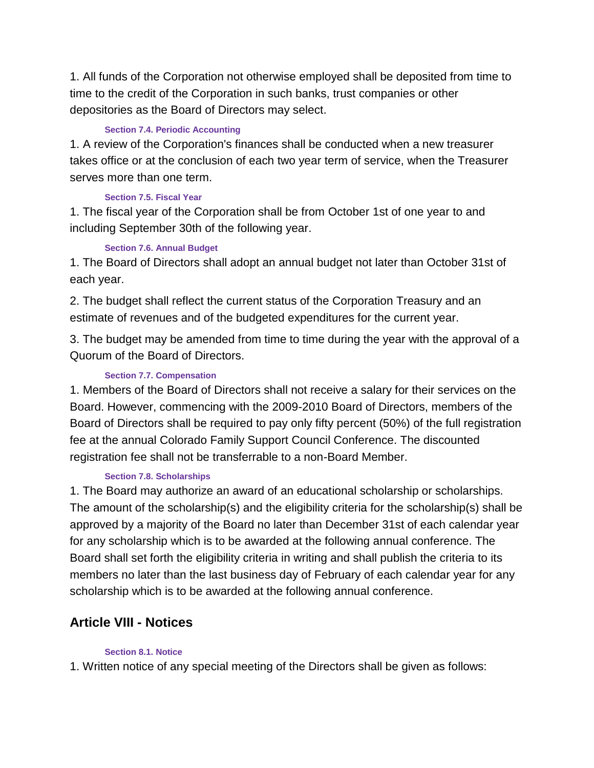1. All funds of the Corporation not otherwise employed shall be deposited from time to time to the credit of the Corporation in such banks, trust companies or other depositories as the Board of Directors may select.

#### Section 7.4. Periodic Accounting

1. A review of the Corporation's finances shall be conducted when a new treasurer takes office or at the conclusion of each two year term of service, when the Treasurer serves more than one term.

#### Section 7.5. Fiscal Year

1. The fiscal year of the Corporation shall be from October 1st of one year to and including September 30th of the following year.

#### Section 7.6. Annual Budget

1. The Board of Directors shall adopt an annual budget not later than October 31st of each year.

2. The budget shall reflect the current status of the Corporation Treasury and an estimate of revenues and of the budgeted expenditures for the current year.

3. The budget may be amended from time to time during the year with the approval of a Quorum of the Board of Directors.

#### Section 7.7. Compensation

1. Members of the Board of Directors shall not receive a salary for their services on the Board. However, commencing with the 2009-2010 Board of Directors, members of the Board of Directors shall be required to pay only fifty percent (50%) of the full registration fee at the annual Colorado Family Support Council Conference. The discounted registration fee shall not be transferrable to a non-Board Member.

#### Section 7.8. Scholarships

1. The Board may authorize an award of an educational scholarship or scholarships. The amount of the scholarship(s) and the eligibility criteria for the scholarship(s) shall be approved by a majority of the Board no later than December 31st of each calendar year for any scholarship which is to be awarded at the following annual conference. The Board shall set forth the eligibility criteria in writing and shall publish the criteria to its members no later than the last business day of February of each calendar year for any scholarship which is to be awarded at the following annual conference.

## Article VIII - Notices

#### Section 8.1. Notice

1. Written notice of any special meeting of the Directors shall be given as follows: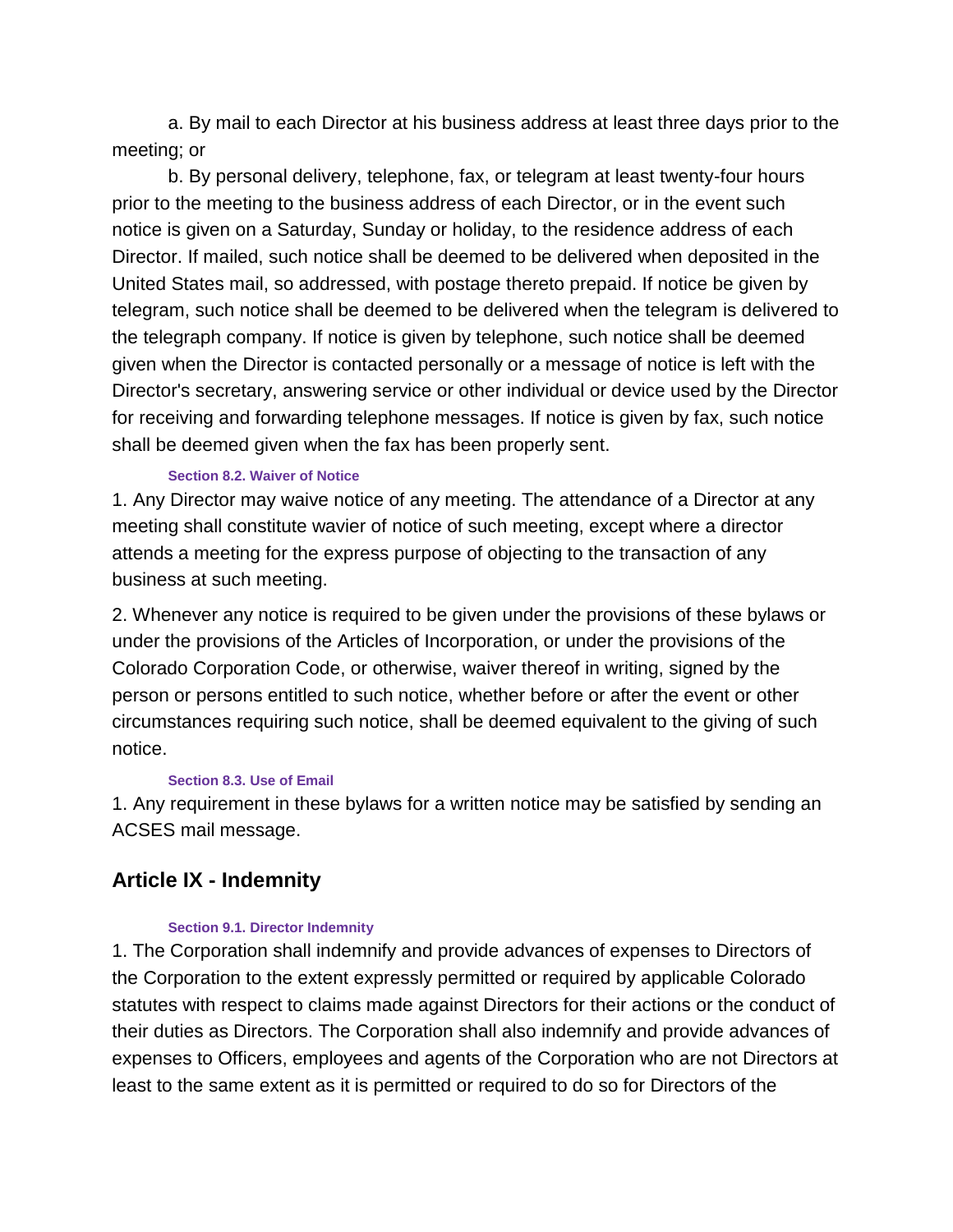a. By mail to each Director at his business address at least three days prior to the meeting; or

b. By personal delivery, telephone, fax, or telegram at least twenty-four hours prior to the meeting to the business address of each Director, or in the event such notice is given on a Saturday, Sunday or holiday, to the residence address of each Director. If mailed, such notice shall be deemed to be delivered when deposited in the United States mail, so addressed, with postage thereto prepaid. If notice be given by telegram, such notice shall be deemed to be delivered when the telegram is delivered to the telegraph company. If notice is given by telephone, such notice shall be deemed given when the Director is contacted personally or a message of notice is left with the Director's secretary, answering service or other individual or device used by the Director for receiving and forwarding telephone messages. If notice is given by fax, such notice shall be deemed given when the fax has been properly sent.

#### Section 8.2. Waiver of Notice

1. Any Director may waive notice of any meeting. The attendance of a Director at any meeting shall constitute wavier of notice of such meeting, except where a director attends a meeting for the express purpose of objecting to the transaction of any business at such meeting.

2. Whenever any notice is required to be given under the provisions of these bylaws or under the provisions of the Articles of Incorporation, or under the provisions of the Colorado Corporation Code, or otherwise, waiver thereof in writing, signed by the person or persons entitled to such notice, whether before or after the event or other circumstances requiring such notice, shall be deemed equivalent to the giving of such notice.

#### Section 8.3. Use of Email

1. Any requirement in these bylaws for a written notice may be satisfied by sending an ACSES mail message.

## Article IX - Indemnity

#### Section 9.1. Director Indemnity

1. The Corporation shall indemnify and provide advances of expenses to Directors of the Corporation to the extent expressly permitted or required by applicable Colorado statutes with respect to claims made against Directors for their actions or the conduct of their duties as Directors. The Corporation shall also indemnify and provide advances of expenses to Officers, employees and agents of the Corporation who are not Directors at least to the same extent as it is permitted or required to do so for Directors of the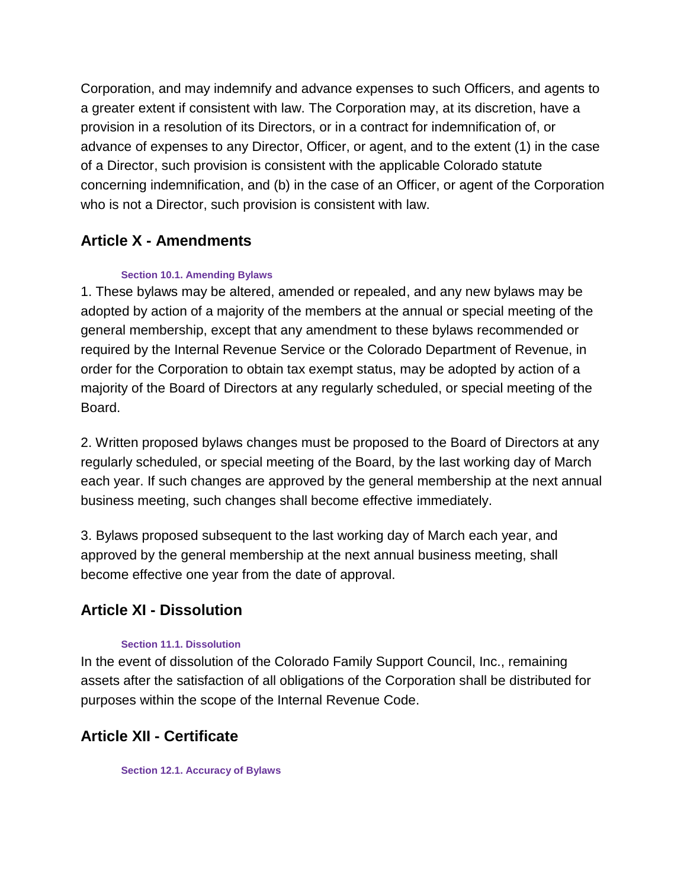Corporation, and may indemnify and advance expenses to such Officers, and agents to a greater extent if consistent with law. The Corporation may, at its discretion, have a provision in a resolution of its Directors, or in a contract for indemnification of, or advance of expenses to any Director, Officer, or agent, and to the extent (1) in the case of a Director, such provision is consistent with the applicable Colorado statute concerning indemnification, and (b) in the case of an Officer, or agent of the Corporation who is not a Director, such provision is consistent with law.

## Article X - Amendments

#### Section 10.1. Amending Bylaws

1. These bylaws may be altered, amended or repealed, and any new bylaws may be adopted by action of a majority of the members at the annual or special meeting of the general membership, except that any amendment to these bylaws recommended or required by the Internal Revenue Service or the Colorado Department of Revenue, in order for the Corporation to obtain tax exempt status, may be adopted by action of a majority of the Board of Directors at any regularly scheduled, or special meeting of the Board.

2. Written proposed bylaws changes must be proposed to the Board of Directors at any regularly scheduled, or special meeting of the Board, by the last working day of March each year. If such changes are approved by the general membership at the next annual business meeting, such changes shall become effective immediately.

3. Bylaws proposed subsequent to the last working day of March each year, and approved by the general membership at the next annual business meeting, shall become effective one year from the date of approval.

## Article XI - Dissolution

#### Section 11.1. Dissolution

In the event of dissolution of the Colorado Family Support Council, Inc., remaining assets after the satisfaction of all obligations of the Corporation shall be distributed for purposes within the scope of the Internal Revenue Code.

## Article XII - Certificate

#### Section 12.1. Accuracy of Bylaws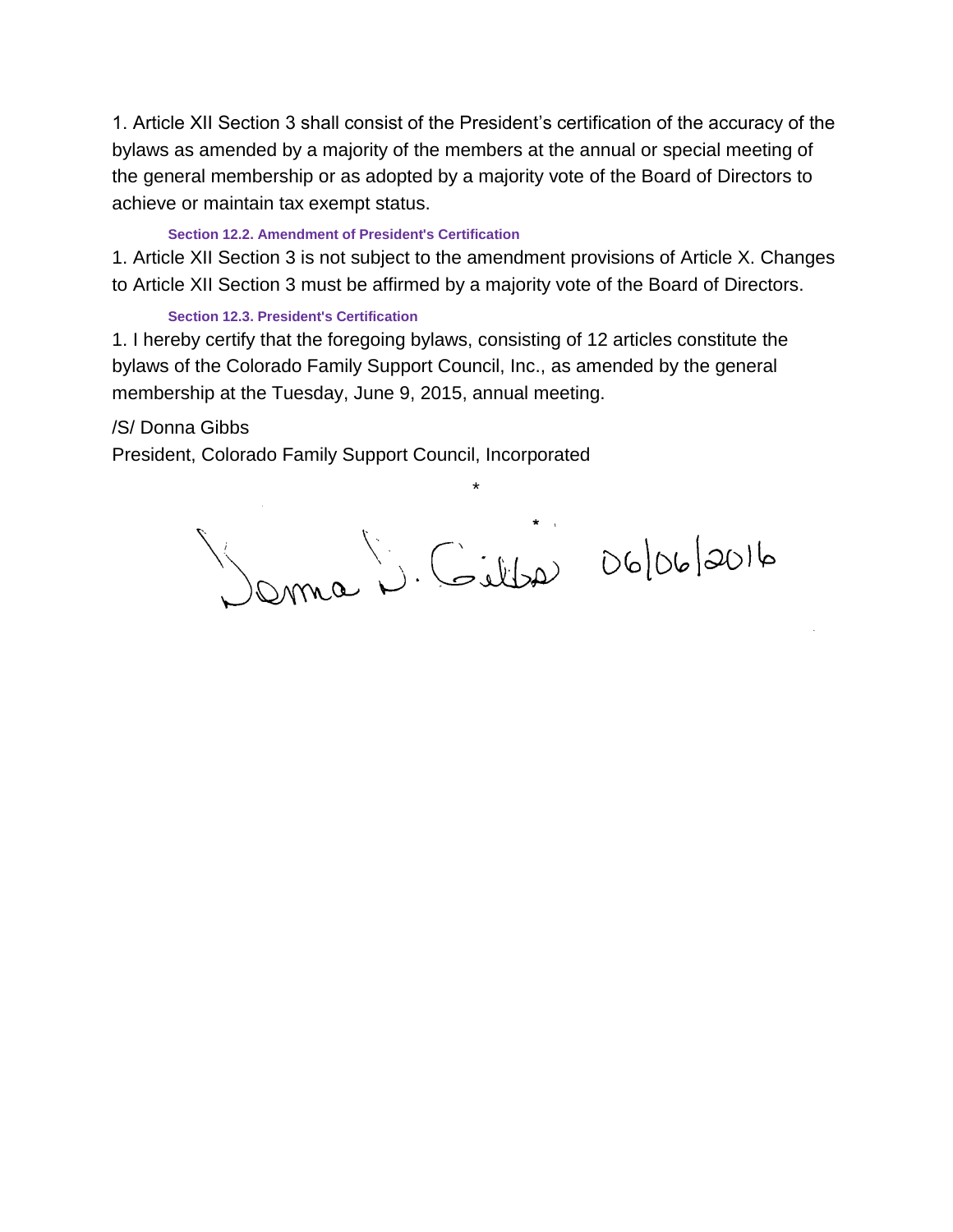1. Article XII Section 3 shall consist of the President's certification of the accuracy of the bylaws as amended by a majority of the members at the annual or special meeting of the general membership or as adopted by a majority vote of the Board of Directors to achieve or maintain tax exempt status.

#### Section 12.2. Amendment of President's Certification

1. Article XII Section 3 is not subject to the amendment provisions of Article X. Changes to Article XII Section 3 must be affirmed by a majority vote of the Board of Directors.

#### Section 12.3. President's Certification

1. I hereby certify that the foregoing bylaws, consisting of 12 articles constitute the bylaws of the Colorado Family Support Council, Inc., as amended by the general membership at the Tuesday, June 9, 2015, annual meeting.

/S/ Donna Gibbs
President, Colorado Family Support Council, Incorporated

Donna D. Gibbs 06/06/2016